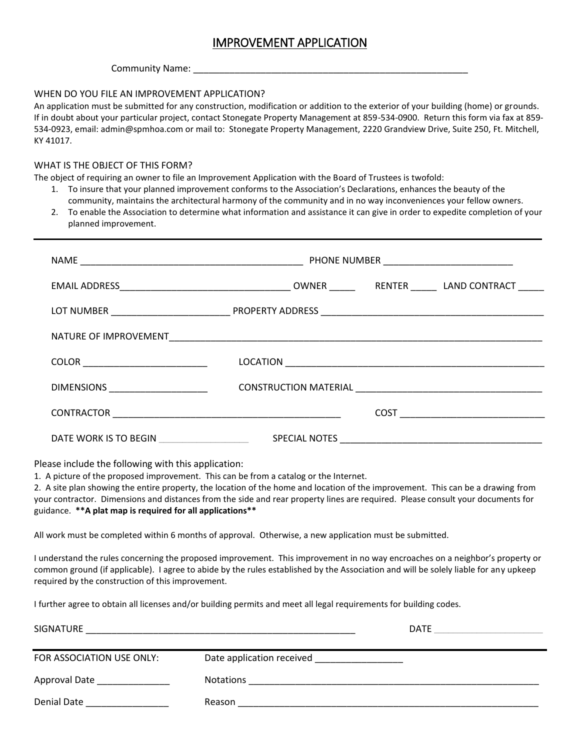# IMPROVEMENT APPLICATION

Community Name: ______________________________________________________

## WHEN DO YOU FILE AN IMPROVEMENT APPLICATION?

An application must be submitted for any construction, modification or addition to the exterior of your building (home) or grounds. If in doubt about your particular project, contact Stonegate Property Management at 859-534-0900. Return this form via fax at 859-534-0923, email: admin@spmhoa.com or mail to: Stonegate Property Management, 2220 Grandview Drive, Suite 250, Ft. Mitchell, KY 41017.

## WHAT IS THE OBJECT OF THIS FORM?

The object of requiring an owner to file an Improvement Application with the Board of Trustees is twofold:

1. To insure that your planned improvement conforms to the Association's Declarations, enhances the beauty of the community, maintains the architectural harmony of the community and in no way inconveniences your fellow owners.
2. To enable the Association to determine what information and assistance it can give in order to expedite completion of your planned improvement.

---

NAME ____________________________________________ PHONE NUMBER _________________________

EMAIL ADDRESS_________________________________ OWNER _____ RENTER _____ LAND CONTRACT _____

LOT NUMBER ______________________ PROPERTY ADDRESS ___________________________________________

NATURE OF IMPROVEMENT__________________________________________________________________________

COLOR ________________________ LOCATION ___________________________________________________

DIMENSIONS ___________________ CONSTRUCTION MATERIAL ____________________________________

CONTRACTOR ____________________________________________ COST ___________________________

DATE WORK IS TO BEGIN _________________ SPECIAL NOTES _______________________________________

Please include the following with this application:

1. A picture of the proposed improvement. This can be from a catalog or the Internet.
2. A site plan showing the entire property, the location of the home and location of the improvement. This can be a drawing from your contractor. Dimensions and distances from the side and rear property lines are required. Please consult your documents for guidance. **\*\*A plat map is required for all applications\*\***

All work must be completed within 6 months of approval. Otherwise, a new application must be submitted.

I understand the rules concerning the proposed improvement. This improvement in no way encroaches on a neighbor's property or common ground (if applicable). I agree to abide by the rules established by the Association and will be solely liable for any upkeep required by the construction of this improvement.

I further agree to obtain all licenses and/or building permits and meet all legal requirements for building codes.

SIGNATURE ____________________________________________________ DATE ____________________

---

FOR ASSOCIATION USE ONLY: Date application received ________________

Approval Date ______________ Notations __________________________________________________________

Denial Date ________________ Reason ____________________________________________________________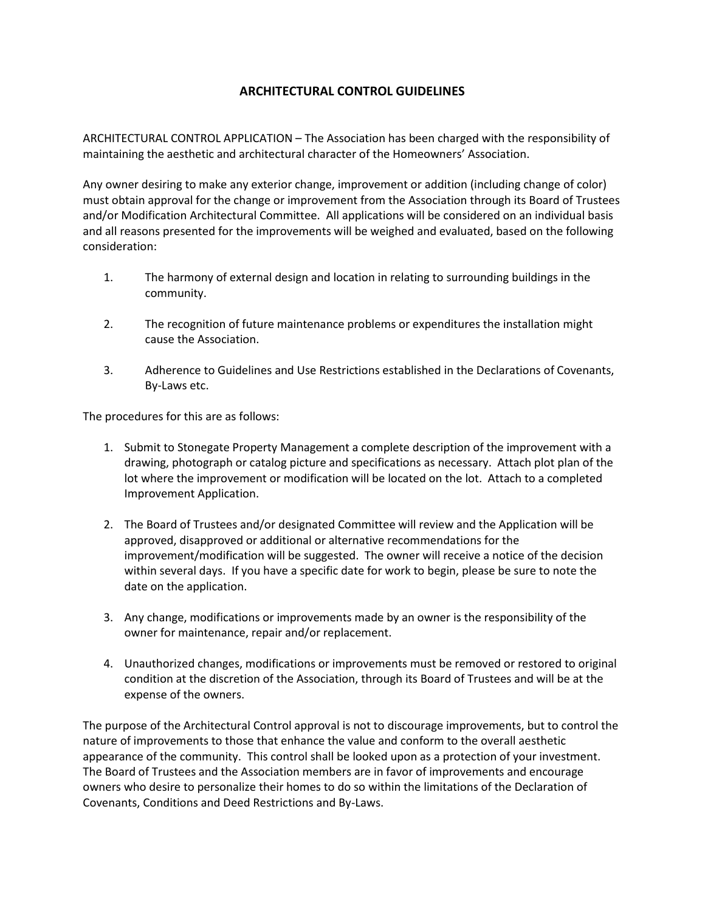# ARCHITECTURAL CONTROL GUIDELINES

ARCHITECTURAL CONTROL APPLICATION – The Association has been charged with the responsibility of maintaining the aesthetic and architectural character of the Homeowners' Association.

Any owner desiring to make any exterior change, improvement or addition (including change of color) must obtain approval for the change or improvement from the Association through its Board of Trustees and/or Modification Architectural Committee. All applications will be considered on an individual basis and all reasons presented for the improvements will be weighed and evaluated, based on the following consideration:

1. The harmony of external design and location in relating to surrounding buildings in the community.

2. The recognition of future maintenance problems or expenditures the installation might cause the Association.

3. Adherence to Guidelines and Use Restrictions established in the Declarations of Covenants, By-Laws etc.

The procedures for this are as follows:

1. Submit to Stonegate Property Management a complete description of the improvement with a drawing, photograph or catalog picture and specifications as necessary. Attach plot plan of the lot where the improvement or modification will be located on the lot. Attach to a completed Improvement Application.

2. The Board of Trustees and/or designated Committee will review and the Application will be approved, disapproved or additional or alternative recommendations for the improvement/modification will be suggested. The owner will receive a notice of the decision within several days. If you have a specific date for work to begin, please be sure to note the date on the application.

3. Any change, modifications or improvements made by an owner is the responsibility of the owner for maintenance, repair and/or replacement.

4. Unauthorized changes, modifications or improvements must be removed or restored to original condition at the discretion of the Association, through its Board of Trustees and will be at the expense of the owners.

The purpose of the Architectural Control approval is not to discourage improvements, but to control the nature of improvements to those that enhance the value and conform to the overall aesthetic appearance of the community. This control shall be looked upon as a protection of your investment. The Board of Trustees and the Association members are in favor of improvements and encourage owners who desire to personalize their homes to do so within the limitations of the Declaration of Covenants, Conditions and Deed Restrictions and By-Laws.